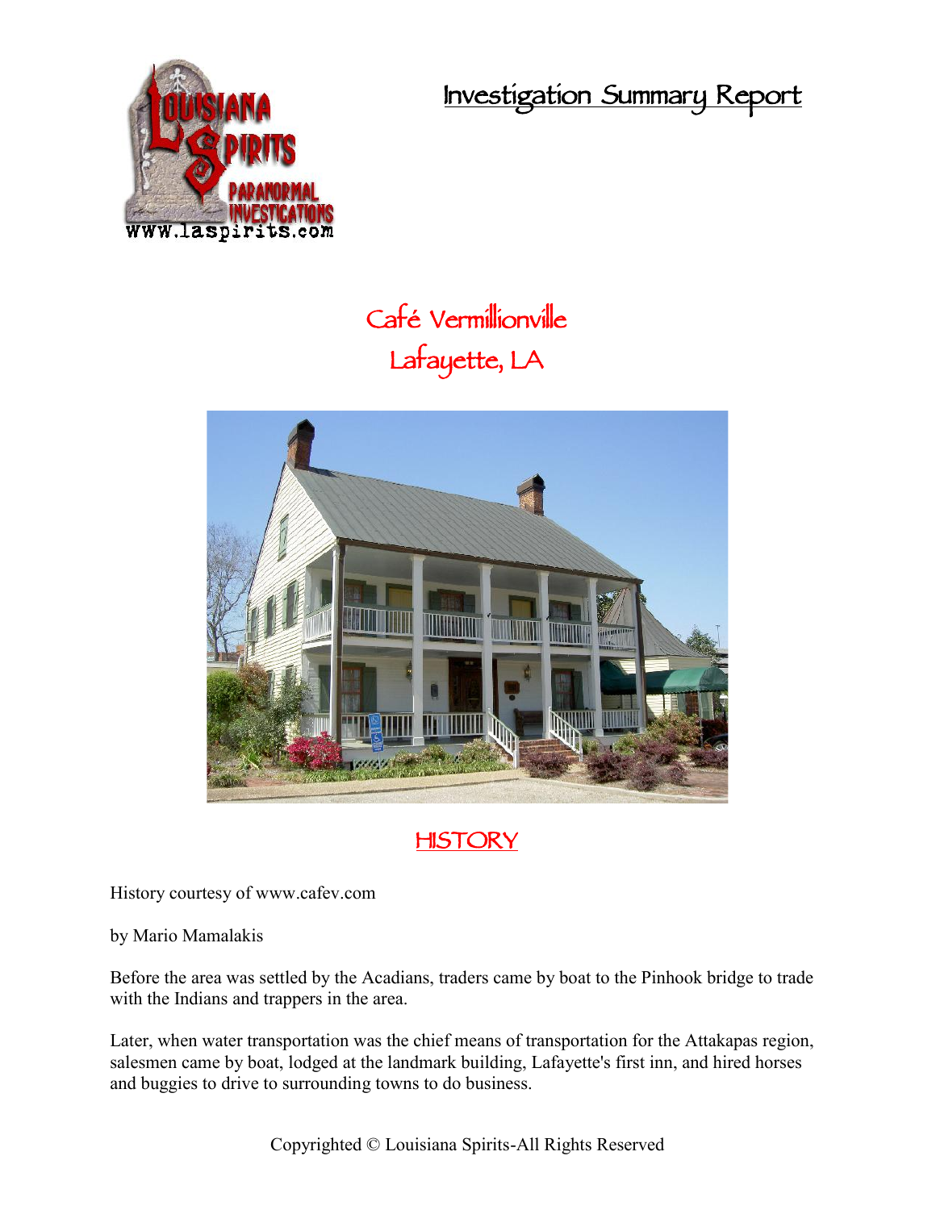# Investigation Summary Report

## Café Vermillionville
## Lafayette, LA

## HISTORY

History courtesy of www.cafev.com

by Mario Mamalakis

Before the area was settled by the Acadians, traders came by boat to the Pinhook bridge to trade with the Indians and trappers in the area.

Later, when water transportation was the chief means of transportation for the Attakapas region, salesmen came by boat, lodged at the landmark building, Lafayette's first inn, and hired horses and buggies to drive to surrounding towns to do business.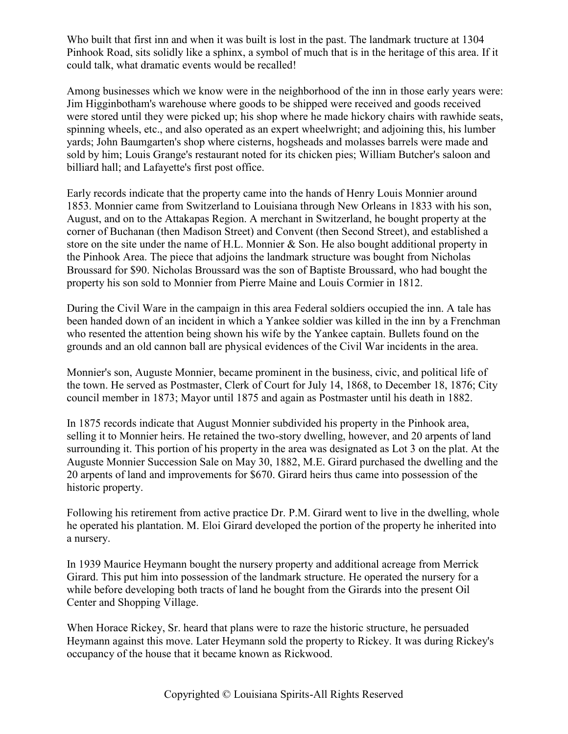Who built that first inn and when it was built is lost in the past. The landmark tructure at 1304 Pinhook Road, sits solidly like a sphinx, a symbol of much that is in the heritage of this area. If it could talk, what dramatic events would be recalled!

Among businesses which we know were in the neighborhood of the inn in those early years were: Jim Higginbotham's warehouse where goods to be shipped were received and goods received were stored until they were picked up; his shop where he made hickory chairs with rawhide seats, spinning wheels, etc., and also operated as an expert wheelwright; and adjoining this, his lumber yards; John Baumgarten's shop where cisterns, hogsheads and molasses barrels were made and sold by him; Louis Grange's restaurant noted for its chicken pies; William Butcher's saloon and billiard hall; and Lafayette's first post office.

Early records indicate that the property came into the hands of Henry Louis Monnier around 1853. Monnier came from Switzerland to Louisiana through New Orleans in 1833 with his son, August, and on to the Attakapas Region. A merchant in Switzerland, he bought property at the corner of Buchanan (then Madison Street) and Convent (then Second Street), and established a store on the site under the name of H.L. Monnier & Son. He also bought additional property in the Pinhook Area. The piece that adjoins the landmark structure was bought from Nicholas Broussard for $90. Nicholas Broussard was the son of Baptiste Broussard, who had bought the property his son sold to Monnier from Pierre Maine and Louis Cormier in 1812.

During the Civil Ware in the campaign in this area Federal soldiers occupied the inn. A tale has been handed down of an incident in which a Yankee soldier was killed in the inn by a Frenchman who resented the attention being shown his wife by the Yankee captain. Bullets found on the grounds and an old cannon ball are physical evidences of the Civil War incidents in the area.

Monnier's son, Auguste Monnier, became prominent in the business, civic, and political life of the town. He served as Postmaster, Clerk of Court for July 14, 1868, to December 18, 1876; City council member in 1873; Mayor until 1875 and again as Postmaster until his death in 1882.

In 1875 records indicate that August Monnier subdivided his property in the Pinhook area, selling it to Monnier heirs. He retained the two-story dwelling, however, and 20 arpents of land surrounding it. This portion of his property in the area was designated as Lot 3 on the plat. At the Auguste Monnier Succession Sale on May 30, 1882, M.E. Girard purchased the dwelling and the 20 arpents of land and improvements for $670. Girard heirs thus came into possession of the historic property.

Following his retirement from active practice Dr. P.M. Girard went to live in the dwelling, whole he operated his plantation. M. Eloi Girard developed the portion of the property he inherited into a nursery.

In 1939 Maurice Heymann bought the nursery property and additional acreage from Merrick Girard. This put him into possession of the landmark structure. He operated the nursery for a while before developing both tracts of land he bought from the Girards into the present Oil Center and Shopping Village.

When Horace Rickey, Sr. heard that plans were to raze the historic structure, he persuaded Heymann against this move. Later Heymann sold the property to Rickey. It was during Rickey's occupancy of the house that it became known as Rickwood.

Copyrighted © Louisiana Spirits-All Rights Reserved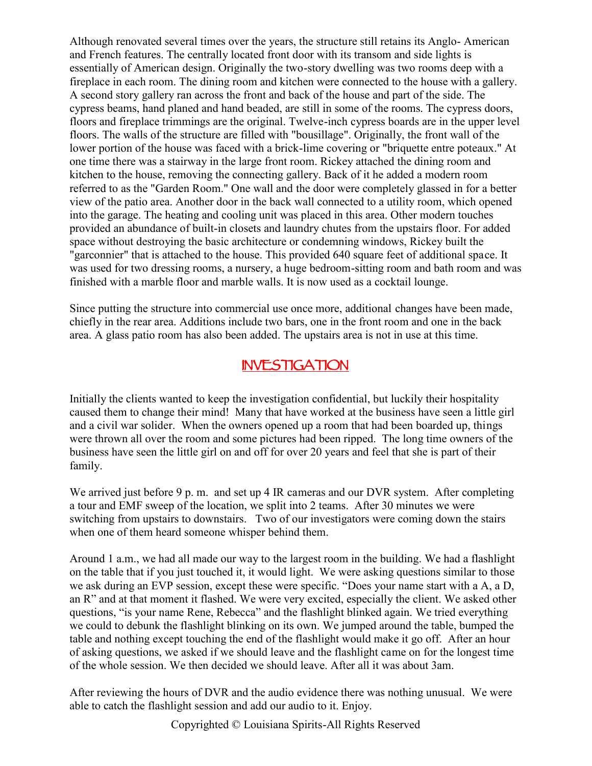Although renovated several times over the years, the structure still retains its Anglo- American and French features. The centrally located front door with its transom and side lights is essentially of American design. Originally the two-story dwelling was two rooms deep with a fireplace in each room. The dining room and kitchen were connected to the house with a gallery. A second story gallery ran across the front and back of the house and part of the side. The cypress beams, hand planed and hand beaded, are still in some of the rooms. The cypress doors, floors and fireplace trimmings are the original. Twelve-inch cypress boards are in the upper level floors. The walls of the structure are filled with "bousillage". Originally, the front wall of the lower portion of the house was faced with a brick-lime covering or "briquette entre poteaux." At one time there was a stairway in the large front room. Rickey attached the dining room and kitchen to the house, removing the connecting gallery. Back of it he added a modern room referred to as the "Garden Room." One wall and the door were completely glassed in for a better view of the patio area. Another door in the back wall connected to a utility room, which opened into the garage. The heating and cooling unit was placed in this area. Other modern touches provided an abundance of built-in closets and laundry chutes from the upstairs floor. For added space without destroying the basic architecture or condemning windows, Rickey built the "garconnier" that is attached to the house. This provided 640 square feet of additional space. It was used for two dressing rooms, a nursery, a huge bedroom-sitting room and bath room and was finished with a marble floor and marble walls. It is now used as a cocktail lounge.

Since putting the structure into commercial use once more, additional changes have been made, chiefly in the rear area. Additions include two bars, one in the front room and one in the back area. A glass patio room has also been added. The upstairs area is not in use at this time.

## INVESTIGATION

Initially the clients wanted to keep the investigation confidential, but luckily their hospitality caused them to change their mind! Many that have worked at the business have seen a little girl and a civil war solider. When the owners opened up a room that had been boarded up, things were thrown all over the room and some pictures had been ripped. The long time owners of the business have seen the little girl on and off for over 20 years and feel that she is part of their family.

We arrived just before 9 p. m. and set up 4 IR cameras and our DVR system. After completing a tour and EMF sweep of the location, we split into 2 teams. After 30 minutes we were switching from upstairs to downstairs. Two of our investigators were coming down the stairs when one of them heard someone whisper behind them.

Around 1 a.m., we had all made our way to the largest room in the building. We had a flashlight on the table that if you just touched it, it would light. We were asking questions similar to those we ask during an EVP session, except these were specific. "Does your name start with a A, a D, an R" and at that moment it flashed. We were very excited, especially the client. We asked other questions, "is your name Rene, Rebecca" and the flashlight blinked again. We tried everything we could to debunk the flashlight blinking on its own. We jumped around the table, bumped the table and nothing except touching the end of the flashlight would make it go off. After an hour of asking questions, we asked if we should leave and the flashlight came on for the longest time of the whole session. We then decided we should leave. After all it was about 3am.

After reviewing the hours of DVR and the audio evidence there was nothing unusual. We were able to catch the flashlight session and add our audio to it. Enjoy.

Copyrighted © Louisiana Spirits-All Rights Reserved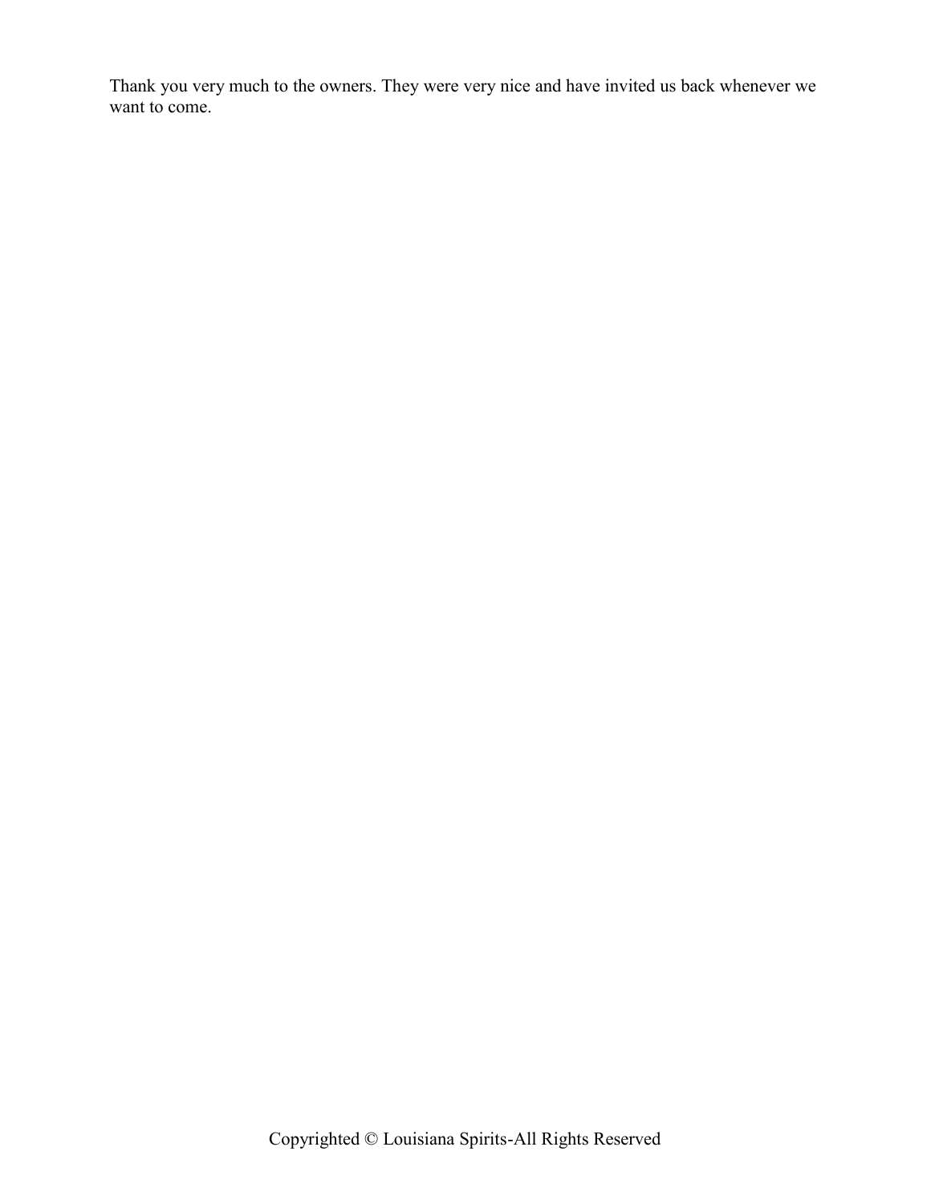Thank you very much to the owners. They were very nice and have invited us back whenever we want to come.